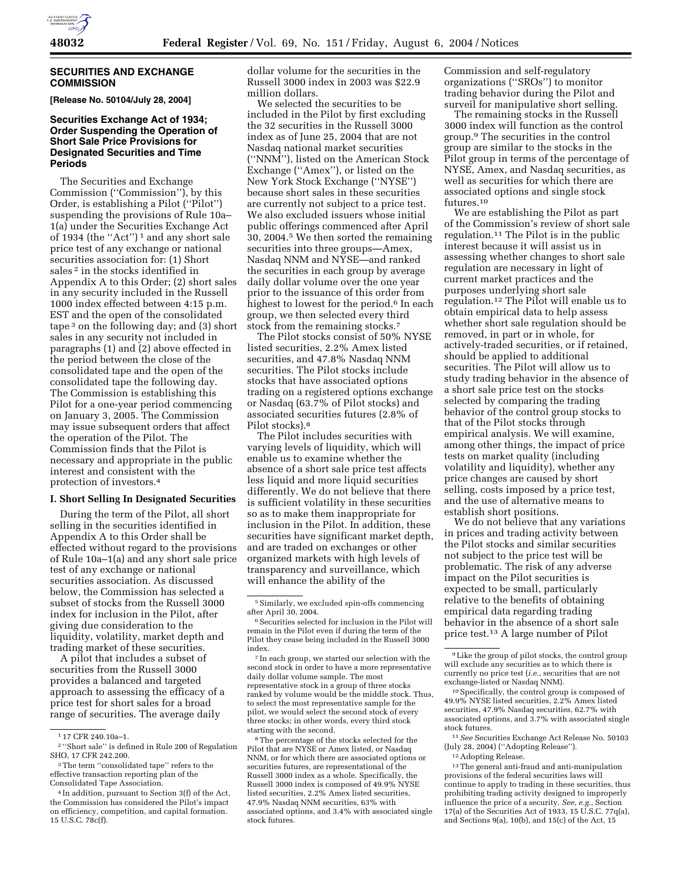## SECURITIES AND EXCHANGE COMMISSION

**[Release No. 50104/July 28, 2004]**

### Securities Exchange Act of 1934; Order Suspending the Operation of Short Sale Price Provisions for Designated Securities and Time Periods

The Securities and Exchange Commission (''Commission''), by this Order, is establishing a Pilot (''Pilot'') suspending the provisions of Rule 10a–1(a) under the Securities Exchange Act of 1934 (the ''Act'') [1] and any short sale price test of any exchange or national securities association for: (1) Short sales [2] in the stocks identified in Appendix A to this Order; (2) short sales in any security included in the Russell 1000 index effected between 4:15 p.m. EST and the open of the consolidated tape [3] on the following day; and (3) short sales in any security not included in paragraphs (1) and (2) above effected in the period between the close of the consolidated tape and the open of the consolidated tape the following day. The Commission is establishing this Pilot for a one-year period commencing on January 3, 2005. The Commission may issue subsequent orders that affect the operation of the Pilot. The Commission finds that the Pilot is necessary and appropriate in the public interest and consistent with the protection of investors.[4]

#### I. Short Selling In Designated Securities

During the term of the Pilot, all short selling in the securities identified in Appendix A to this Order shall be effected without regard to the provisions of Rule 10a–1(a) and any short sale price test of any exchange or national securities association. As discussed below, the Commission has selected a subset of stocks from the Russell 3000 index for inclusion in the Pilot, after giving due consideration to the liquidity, volatility, market depth and trading market of these securities.

A pilot that includes a subset of securities from the Russell 3000 provides a balanced and targeted approach to assessing the efficacy of a price test for short sales for a broad range of securities. The average daily dollar volume for the securities in the Russell 3000 index in 2003 was $22.9 million dollars.

We selected the securities to be included in the Pilot by first excluding the 32 securities in the Russell 3000 index as of June 25, 2004 that are not Nasdaq national market securities (''NNM''), listed on the American Stock Exchange (''Amex''), or listed on the New York Stock Exchange (''NYSE'') because short sales in these securities are currently not subject to a price test. We also excluded issuers whose initial public offerings commenced after April 30, 2004.[5] We then sorted the remaining securities into three groups—Amex, Nasdaq NNM and NYSE—and ranked the securities in each group by average daily dollar volume over the one year prior to the issuance of this order from highest to lowest for the period.[6] In each group, we then selected every third stock from the remaining stocks.[7]

The Pilot stocks consist of 50% NYSE listed securities, 2.2% Amex listed securities, and 47.8% Nasdaq NNM securities. The Pilot stocks include stocks that have associated options trading on a registered options exchange or Nasdaq (63.7% of Pilot stocks) and associated securities futures (2.8% of Pilot stocks).[8]

The Pilot includes securities with varying levels of liquidity, which will enable us to examine whether the absence of a short sale price test affects less liquid and more liquid securities differently. We do not believe that there is sufficient volatility in these securities so as to make them inappropriate for inclusion in the Pilot. In addition, these securities have significant market depth, and are traded on exchanges or other organized markets with high levels of transparency and surveillance, which will enhance the ability of the Commission and self-regulatory organizations (''SROs'') to monitor trading behavior during the Pilot and surveil for manipulative short selling.

The remaining stocks in the Russell 3000 index will function as the control group.[9] The securities in the control group are similar to the stocks in the Pilot group in terms of the percentage of NYSE, Amex, and Nasdaq securities, as well as securities for which there are associated options and single stock futures.[10]

We are establishing the Pilot as part of the Commission's review of short sale regulation.[11] The Pilot is in the public interest because it will assist us in assessing whether changes to short sale regulation are necessary in light of current market practices and the purposes underlying short sale regulation.[12] The Pilot will enable us to obtain empirical data to help assess whether short sale regulation should be removed, in part or in whole, for actively-traded securities, or if retained, should be applied to additional securities. The Pilot will allow us to study trading behavior in the absence of a short sale price test on the stocks selected by comparing the trading behavior of the control group stocks to that of the Pilot stocks through empirical analysis. We will examine, among other things, the impact of price tests on market quality (including volatility and liquidity), whether any price changes are caused by short selling, costs imposed by a price test, and the use of alternative means to establish short positions.

We do not believe that any variations in prices and trading activity between the Pilot stocks and similar securities not subject to the price test will be problematic. The risk of any adverse impact on the Pilot securities is expected to be small, particularly relative to the benefits of obtaining empirical data regarding trading behavior in the absence of a short sale price test.[13] A large number of Pilot

---

[1] 17 CFR 240.10a–1.

[2] ''Short sale'' is defined in Rule 200 of Regulation SHO, 17 CFR 242.200.

[3] The term ''consolidated tape'' refers to the effective transaction reporting plan of the Consolidated Tape Association.

[4] In addition, pursuant to Section 3(f) of the Act, the Commission has considered the Pilot's impact on efficiency, competition, and capital formation. 15 U.S.C. 78c(f).

[5] Similarly, we excluded spin-offs commencing after April 30, 2004.

[6] Securities selected for inclusion in the Pilot will remain in the Pilot even if during the term of the Pilot they cease being included in the Russell 3000 index.

[7] In each group, we started our selection with the second stock in order to have a more representative daily dollar volume sample. The most representative stock in a group of three stocks ranked by volume would be the middle stock. Thus, to select the most representative sample for the pilot, we would select the second stock of every three stocks; in other words, every third stock starting with the second.

[8] The percentage of the stocks selected for the Pilot that are NYSE or Amex listed, or Nasdaq NNM, or for which there are associated options or securities futures, are representational of the Russell 3000 index as a whole. Specifically, the Russell 3000 index is composed of 49.9% NYSE listed securities, 2.2% Amex listed securities, 47.9% Nasdaq NNM securities, 63% with associated options, and 3.4% with associated single stock futures.

[9] Like the group of pilot stocks, the control group will exclude any securities as to which there is currently no price test (*i.e.*, securities that are not exchange-listed or Nasdaq NNM).

[10] Specifically, the control group is composed of 49.9% NYSE listed securities, 2.2% Amex listed securities, 47.9% Nasdaq securities, 62.7% with associated options, and 3.7% with associated single stock futures.

[11] *See* Securities Exchange Act Release No. 50103 (July 28, 2004) (''Adopting Release'').

[12] Adopting Release.

[13] The general anti-fraud and anti-manipulation provisions of the federal securities laws will continue to apply to trading in these securities, thus prohibiting trading activity designed to improperly influence the price of a security. *See, e.g.*, Section 17(a) of the Securities Act of 1933, 15 U.S.C. 77q(a), and Sections 9(a), 10(b), and 15(c) of the Act, 15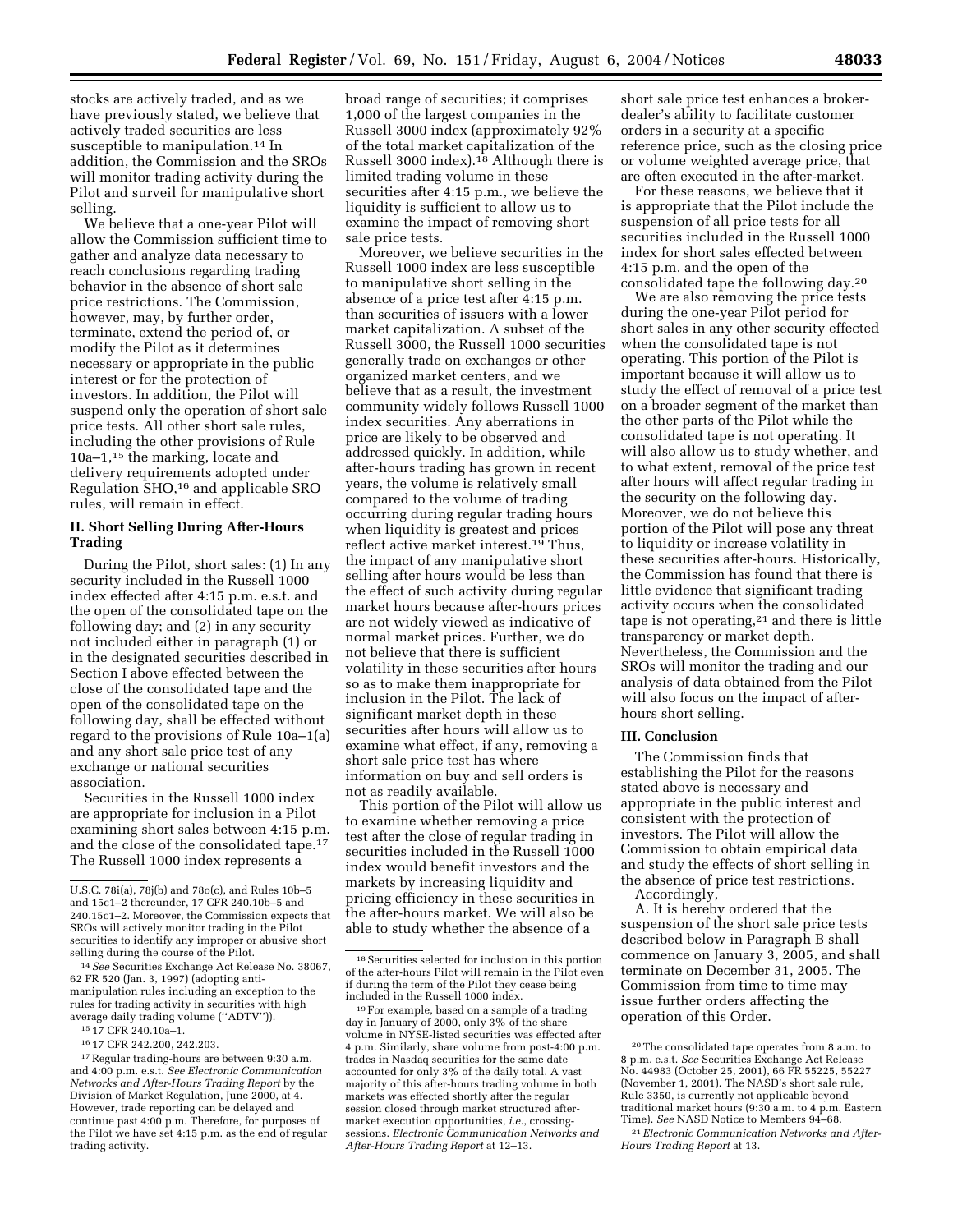stocks are actively traded, and as we have previously stated, we believe that actively traded securities are less susceptible to manipulation.[14] In addition, the Commission and the SROs will monitor trading activity during the Pilot and surveil for manipulative short selling.

We believe that a one-year Pilot will allow the Commission sufficient time to gather and analyze data necessary to reach conclusions regarding trading behavior in the absence of short sale price restrictions. The Commission, however, may, by further order, terminate, extend the period of, or modify the Pilot as it determines necessary or appropriate in the public interest or for the protection of investors. In addition, the Pilot will suspend only the operation of short sale price tests. All other short sale rules, including the other provisions of Rule 10a–1,[15] the marking, locate and delivery requirements adopted under Regulation SHO,[16] and applicable SRO rules, will remain in effect.

## II. Short Selling During After-Hours Trading

During the Pilot, short sales: (1) In any security included in the Russell 1000 index effected after 4:15 p.m. e.s.t. and the open of the consolidated tape on the following day; and (2) in any security not included either in paragraph (1) or in the designated securities described in Section I above effected between the close of the consolidated tape and the open of the consolidated tape on the following day, shall be effected without regard to the provisions of Rule 10a–1(a) and any short sale price test of any exchange or national securities association.

Securities in the Russell 1000 index are appropriate for inclusion in a Pilot examining short sales between 4:15 p.m. and the close of the consolidated tape.[17] The Russell 1000 index represents a broad range of securities; it comprises 1,000 of the largest companies in the Russell 3000 index (approximately 92% of the total market capitalization of the Russell 3000 index).[18] Although there is limited trading volume in these securities after 4:15 p.m., we believe the liquidity is sufficient to allow us to examine the impact of removing short sale price tests.

Moreover, we believe securities in the Russell 1000 index are less susceptible to manipulative short selling in the absence of a price test after 4:15 p.m. than securities of issuers with a lower market capitalization. A subset of the Russell 3000, the Russell 1000 securities generally trade on exchanges or other organized market centers, and we believe that as a result, the investment community widely follows Russell 1000 index securities. Any aberrations in price are likely to be observed and addressed quickly. In addition, while after-hours trading has grown in recent years, the volume is relatively small compared to the volume of trading occurring during regular trading hours when liquidity is greatest and prices reflect active market interest.[19] Thus, the impact of any manipulative short selling after hours would be less than the effect of such activity during regular market hours because after-hours prices are not widely viewed as indicative of normal market prices. Further, we do not believe that there is sufficient volatility in these securities after hours so as to make them inappropriate for inclusion in the Pilot. The lack of significant market depth in these securities after hours will allow us to examine what effect, if any, removing a short sale price test has where information on buy and sell orders is not as readily available.

This portion of the Pilot will allow us to examine whether removing a price test after the close of regular trading in securities included in the Russell 1000 index would benefit investors and the markets by increasing liquidity and pricing efficiency in these securities in the after-hours market. We will also be able to study whether the absence of a short sale price test enhances a broker-dealer's ability to facilitate customer orders in a security at a specific reference price, such as the closing price or volume weighted average price, that are often executed in the after-market.

For these reasons, we believe that it is appropriate that the Pilot include the suspension of all price tests for all securities included in the Russell 1000 index for short sales effected between 4:15 p.m. and the open of the consolidated tape the following day.[20]

We are also removing the price tests during the one-year Pilot period for short sales in any other security effected when the consolidated tape is not operating. This portion of the Pilot is important because it will allow us to study the effect of removal of a price test on a broader segment of the market than the other parts of the Pilot while the consolidated tape is not operating. It will also allow us to study whether, and to what extent, removal of the price test after hours will affect regular trading in the security on the following day. Moreover, we do not believe this portion of the Pilot will pose any threat to liquidity or increase volatility in these securities after-hours. Historically, the Commission has found that there is little evidence that significant trading activity occurs when the consolidated tape is not operating,[21] and there is little transparency or market depth. Nevertheless, the Commission and the SROs will monitor the trading and our analysis of data obtained from the Pilot will also focus on the impact of after-hours short selling.

## III. Conclusion

The Commission finds that establishing the Pilot for the reasons stated above is necessary and appropriate in the public interest and consistent with the protection of investors. The Pilot will allow the Commission to obtain empirical data and study the effects of short selling in the absence of price test restrictions.

Accordingly,

A. It is hereby ordered that the suspension of the short sale price tests described below in Paragraph B shall commence on January 3, 2005, and shall terminate on December 31, 2005. The Commission from time to time may issue further orders affecting the operation of this Order.

---

U.S.C. 78i(a), 78j(b) and 78o(c), and Rules 10b–5 and 15c1–2 thereunder, 17 CFR 240.10b–5 and 240.15c1–2. Moreover, the Commission expects that SROs will actively monitor trading in the Pilot securities to identify any improper or abusive short selling during the course of the Pilot.

[14] *See* Securities Exchange Act Release No. 38067, 62 FR 520 (Jan. 3, 1997) (adopting anti-manipulation rules including an exception to the rules for trading activity in securities with high average daily trading volume (''ADTV'')).

[15] 17 CFR 240.10a–1.

[16] 17 CFR 242.200, 242.203.

[17] Regular trading-hours are between 9:30 a.m. and 4:00 p.m. e.s.t. *See Electronic Communication Networks and After-Hours Trading Report* by the Division of Market Regulation, June 2000, at 4. However, trade reporting can be delayed and continue past 4:00 p.m. Therefore, for purposes of the Pilot we have set 4:15 p.m. as the end of regular trading activity.

[18] Securities selected for inclusion in this portion of the after-hours Pilot will remain in the Pilot even if during the term of the Pilot they cease being included in the Russell 1000 index.

[19] For example, based on a sample of a trading day in January of 2000, only 3% of the share volume in NYSE-listed securities was effected after 4 p.m. Similarly, share volume from post-4:00 p.m. trades in Nasdaq securities for the same date accounted for only 3% of the daily total. A vast majority of this after-hours trading volume in both markets was effected shortly after the regular session closed through market structured after-market execution opportunities, *i.e.*, crossing-sessions. *Electronic Communication Networks and After-Hours Trading Report* at 12–13.

[20] The consolidated tape operates from 8 a.m. to 8 p.m. e.s.t. *See* Securities Exchange Act Release No. 44983 (October 25, 2001), 66 FR 55225, 55227 (November 1, 2001). The NASD's short sale rule, Rule 3350, is currently not applicable beyond traditional market hours (9:30 a.m. to 4 p.m. Eastern Time). *See* NASD Notice to Members 94–68.

[21] *Electronic Communication Networks and After-Hours Trading Report* at 13.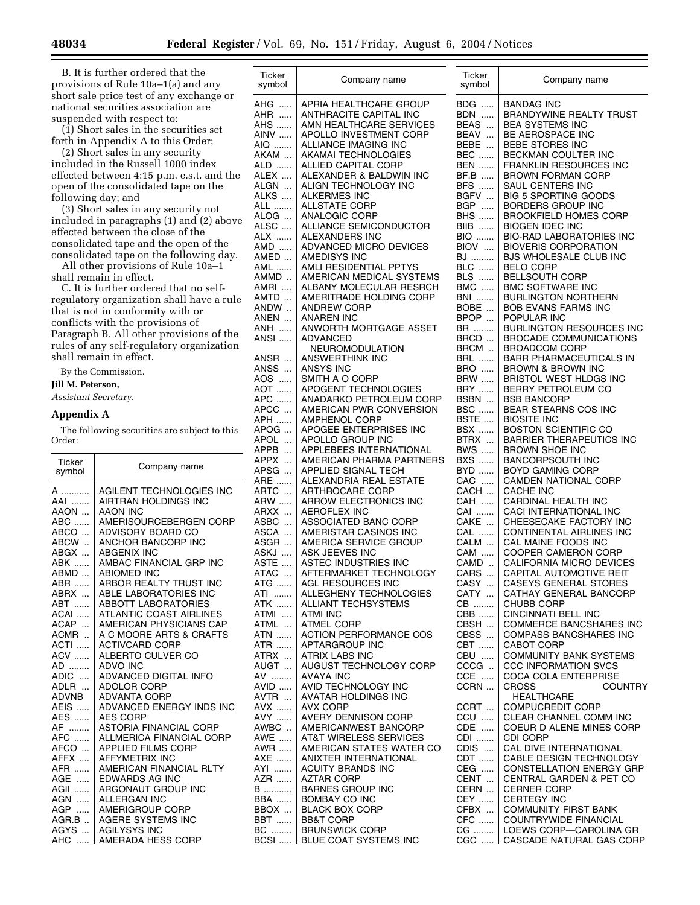B. It is further ordered that the provisions of Rule 10a–1(a) and any short sale price test of any exchange or national securities association are suspended with respect to:

(1) Short sales in the securities set forth in Appendix A to this Order;

(2) Short sales in any security included in the Russell 1000 index effected between 4:15 p.m. e.s.t. and the open of the consolidated tape on the following day; and

(3) Short sales in any security not included in paragraphs (1) and (2) above effected between the close of the consolidated tape and the open of the consolidated tape on the following day.

All other provisions of Rule 10a–1 shall remain in effect.

C. It is further ordered that no self-regulatory organization shall have a rule that is not in conformity with or conflicts with the provisions of Paragraph B. All other provisions of the rules of any self-regulatory organization shall remain in effect.

By the Commission.

**Jill M. Peterson,**

*Assistant Secretary.*

## Appendix A

The following securities are subject to this Order:

| Ticker symbol | Company name |
|---|---|
| A | AGILENT TECHNOLOGIES INC |
| AAI | AIRTRAN HOLDINGS INC |
| AAON | AAON INC |
| ABC | AMERISOURCEBERGEN CORP |
| ABCO | ADVISORY BOARD CO |
| ABCW | ANCHOR BANCORP INC |
| ABGX | ABGENIX INC |
| ABK | AMBAC FINANCIAL GRP INC |
| ABMD | ABIOMED INC |
| ABR | ARBOR REALTY TRUST INC |
| ABRX | ABLE LABORATORIES INC |
| ABT | ABBOTT LABORATORIES |
| ACAI | ATLANTIC COAST AIRLINES |
| ACAP | AMERICAN PHYSICIANS CAP |
| ACMR | A C MOORE ARTS & CRAFTS |
| ACTI | ACTIVCARD CORP |
| ACV | ALBERTO CULVER CO |
| AD | ADVO INC |
| ADIC | ADVANCED DIGITAL INFO |
| ADLR | ADOLOR CORP |
| ADVNB | ADVANTA CORP |
| AEIS | ADVANCED ENERGY INDS INC |
| AES | AES CORP |
| AF | ASTORIA FINANCIAL CORP |
| AFC | ALLMERICA FINANCIAL CORP |
| AFCO | APPLIED FILMS CORP |
| AFFX | AFFYMETRIX INC |
| AFR | AMERICAN FINANCIAL RLTY |
| AGE | EDWARDS AG INC |
| AGII | ARGONAUT GROUP INC |
| AGN | ALLERGAN INC |
| AGP | AMERIGROUP CORP |
| AGR.B | AGERE SYSTEMS INC |
| AGYS | AGILYSYS INC |
| AHC | AMERADA HESS CORP |
| AHG | APRIA HEALTHCARE GROUP |
| AHR | ANTHRACITE CAPITAL INC |
| AHS | AMN HEALTHCARE SERVICES |
| AINV | APOLLO INVESTMENT CORP |
| AIQ | ALLIANCE IMAGING INC |
| AKAM | AKAMAI TECHNOLOGIES |
| ALD | ALLIED CAPITAL CORP |
| ALEX | ALEXANDER & BALDWIN INC |
| ALGN | ALIGN TECHNOLOGY INC |
| ALKS | ALKERMES INC |
| ALL | ALLSTATE CORP |
| ALOG | ANALOGIC CORP |
| ALSC | ALLIANCE SEMICONDUCTOR |
| ALX | ALEXANDERS INC |
| AMD | ADVANCED MICRO DEVICES |
| AMED | AMEDISYS INC |
| AML | AMLI RESIDENTIAL PPTYS |
| AMMD | AMERICAN MEDICAL SYSTEMS |
| AMRI | ALBANY MOLECULAR RESRCH |
| AMTD | AMERITRADE HOLDING CORP |
| ANDW | ANDREW CORP |
| ANEN | ANAREN INC |
| ANH | ANWORTH MORTGAGE ASSET |
| ANSI | ADVANCED NEUROMODULATION |
| ANSR | ANSWERTHINK INC |
| ANSS | ANSYS INC |
| AOS | SMITH A O CORP |
| AOT | APOGENT TECHNOLOGIES |
| APC | ANADARKO PETROLEUM CORP |
| APCC | AMERICAN PWR CONVERSION |
| APH | AMPHENOL CORP |
| APOG | APOGEE ENTERPRISES INC |
| APOL | APOLLO GROUP INC |
| APPB | APPLEBEES INTERNATIONAL |
| APPX | AMERICAN PHARMA PARTNERS |
| APSG | APPLIED SIGNAL TECH |
| ARE | ALEXANDRIA REAL ESTATE |
| ARTC | ARTHROCARE CORP |
| ARW | ARROW ELECTRONICS INC |
| ARXX | AEROFLEX INC |
| ASBC | ASSOCIATED BANC CORP |
| ASCA | AMERISTAR CASINOS INC |
| ASGR | AMERICA SERVICE GROUP |
| ASKJ | ASK JEEVES INC |
| ASTE | ASTEC INDUSTRIES INC |
| ATAC | AFTERMARKET TECHNOLOGY |
| ATG | AGL RESOURCES INC |
| ATI | ALLEGHENY TECHNOLOGIES |
| ATK | ALLIANT TECHSYSTEMS |
| ATMI | ATMI INC |
| ATML | ATMEL CORP |
| ATN | ACTION PERFORMANCE COS |
| ATR | APTARGROUP INC |
| ATRX | ATRIX LABS INC |
| AUGT | AUGUST TECHNOLOGY CORP |
| AV | AVAYA INC |
| AVID | AVID TECHNOLOGY INC |
| AVTR | AVATAR HOLDINGS INC |
| AVX | AVX CORP |
| AVY | AVERY DENNISON CORP |
| AWBC | AMERICANWEST BANCORP |
| AWE | AT&T WIRELESS SERVICES |
| AWR | AMERICAN STATES WATER CO |
| AXE | ANIXTER INTERNATIONAL |
| AYI | ACUITY BRANDS INC |
| AZR | AZTAR CORP |
| B | BARNES GROUP INC |
| BBA | BOMBAY CO INC |
| BBOX | BLACK BOX CORP |
| BBT | BB&T CORP |
| BC | BRUNSWICK CORP |
| BCSI | BLUE COAT SYSTEMS INC |
| BDG | BANDAG INC |
| BDN | BRANDYWINE REALTY TRUST |
| BEAS | BEA SYSTEMS INC |
| BEAV | BE AEROSPACE INC |
| BEBE | BEBE STORES INC |
| BEC | BECKMAN COULTER INC |
| BEN | FRANKLIN RESOURCES INC |
| BF.B | BROWN FORMAN CORP |
| BFS | SAUL CENTERS INC |
| BGFV | BIG 5 SPORTING GOODS |
| BGP | BORDERS GROUP INC |
| BHS | BROOKFIELD HOMES CORP |
| BIIB | BIOGEN IDEC INC |
| BIO | BIO-RAD LABORATORIES INC |
| BIOV | BIOVERIS CORPORATION |
| BJ | BJS WHOLESALE CLUB INC |
| BLC | BELO CORP |
| BLS | BELLSOUTH CORP |
| BMC | BMC SOFTWARE INC |
| BNI | BURLINGTON NORTHERN |
| BOBE | BOB EVANS FARMS INC |
| BPOP | POPULAR INC |
| BR | BURLINGTON RESOURCES INC |
| BRCD | BROCADE COMMUNICATIONS |
| BRCM | BROADCOM CORP |
| BRL | BARR PHARMACEUTICALS IN |
| BRO | BROWN & BROWN INC |
| BRW | BRISTOL WEST HLDGS INC |
| BRY | BERRY PETROLEUM CO |
| BSBN | BSB BANCORP |
| BSC | BEAR STEARNS COS INC |
| BSTE | BIOSITE INC |
| BSX | BOSTON SCIENTIFIC CO |
| BTRX | BARRIER THERAPEUTICS INC |
| BWS | BROWN SHOE INC |
| BXS | BANCORPSOUTH INC |
| BYD | BOYD GAMING CORP |
| CAC | CAMDEN NATIONAL CORP |
| CACH | CACHE INC |
| CAH | CARDINAL HEALTH INC |
| CAI | CACI INTERNATIONAL INC |
| CAKE | CHEESECAKE FACTORY INC |
| CAL | CONTINENTAL AIRLINES INC |
| CALM | CAL MAINE FOODS INC |
| CAM | COOPER CAMERON CORP |
| CAMD | CALIFORNIA MICRO DEVICES |
| CARS | CAPITAL AUTOMOTIVE REIT |
| CASY | CASEYS GENERAL STORES |
| CATY | CATHAY GENERAL BANCORP |
| CB | CHUBB CORP |
| CBB | CINCINNATI BELL INC |
| CBSH | COMMERCE BANCSHARES INC |
| CBSS | COMPASS BANCSHARES INC |
| CBT | CABOT CORP |
| CBU | COMMUNITY BANK SYSTEMS |
| CCCG | CCC INFORMATION SVCS |
| CCE | COCA COLA ENTERPRISE |
| CCRN | CROSS COUNTRY HEALTHCARE |
| CCRT | COMPUCREDIT CORP |
| CCU | CLEAR CHANNEL COMM INC |
| CDE | COEUR D ALENE MINES CORP |
| CDI | CDI CORP |
| CDIS | CAL DIVE INTERNATIONAL |
| CDT | CABLE DESIGN TECHNOLOGY |
| CEG | CONSTELLATION ENERGY GRP |
| CENT | CENTRAL GARDEN & PET CO |
| CERN | CERNER CORP |
| CEY | CERTEGY INC |
| CFBX | COMMUNITY FIRST BANK |
| CFC | COUNTRYWIDE FINANCIAL |
| CG | LOEWS CORP—CAROLINA GR |
| CGC | CASCADE NATURAL GAS CORP |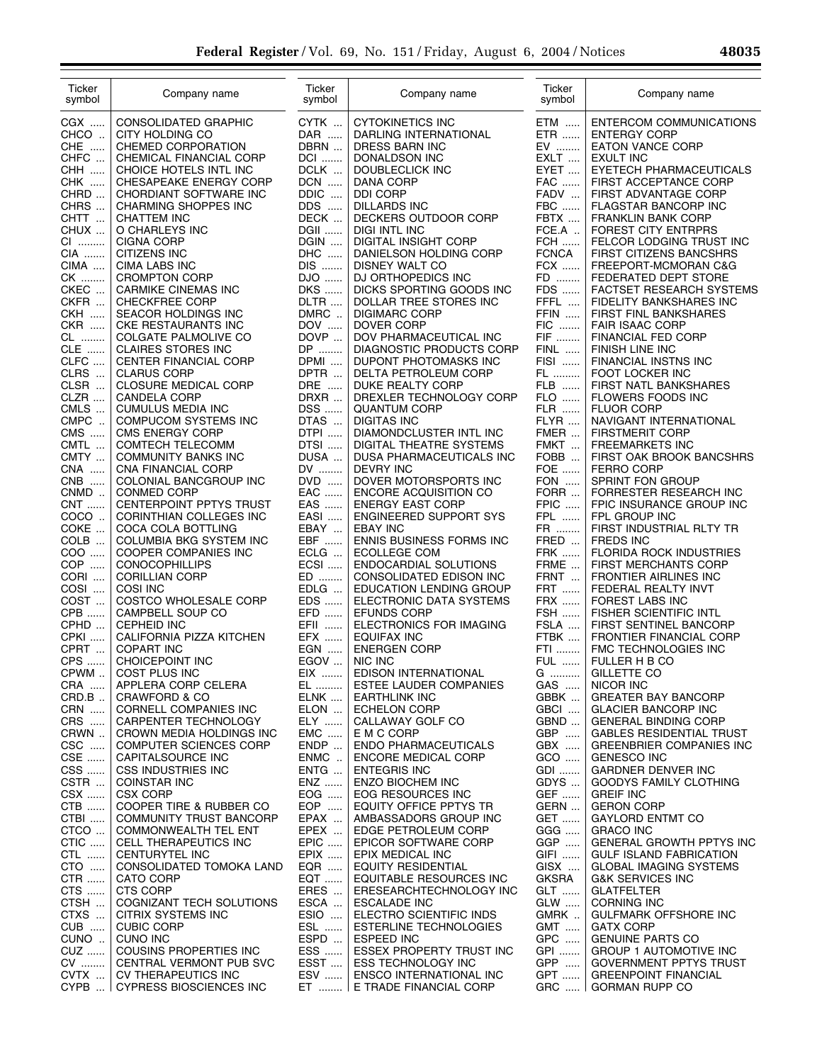| Ticker symbol | Company name | Ticker symbol | Company name | Ticker symbol | Company name |
|---|---|---|---|---|---|
| CGX | CONSOLIDATED GRAPHIC | CYTK | CYTOKINETICS INC | ETM | ENTERCOM COMMUNICATIONS |
| CHCO | CITY HOLDING CO | DAR | DARLING INTERNATIONAL | ETR | ENTERGY CORP |
| CHE | CHEMED CORPORATION | DBRN | DRESS BARN INC | EV | EATON VANCE CORP |
| CHFC | CHEMICAL FINANCIAL CORP | DCI | DONALDSON INC | EXLT | EXULT INC |
| CHH | CHOICE HOTELS INTL INC | DCLK | DOUBLECLICK INC | EYET | EYETECH PHARMACEUTICALS |
| CHK | CHESAPEAKE ENERGY CORP | DCN | DANA CORP | FAC | FIRST ACCEPTANCE CORP |
| CHRD | CHORDIANT SOFTWARE INC | DDIC | DDI CORP | FADV | FIRST ADVANTAGE CORP |
| CHRS | CHARMING SHOPPES INC | DDS | DILLARDS INC | FBC | FLAGSTAR BANCORP INC |
| CHTT | CHATTEM INC | DECK | DECKERS OUTDOOR CORP | FBTX | FRANKLIN BANK CORP |
| CHUX | O CHARLEYS INC | DGII | DIGI INTL INC | FCE.A | FOREST CITY ENTRPRS |
| CI | CIGNA CORP | DGIN | DIGITAL INSIGHT CORP | FCH | FELCOR LODGING TRUST INC |
| CIA | CITIZENS INC | DHC | DANIELSON HOLDING CORP | FCNCA | FIRST CITIZENS BANCSHRS |
| CIMA | CIMA LABS INC | DIS | DISNEY WALT CO | FCX | FREEPORT-MCMORAN C&G |
| CK | CROMPTON CORP | DJO | DJ ORTHOPEDICS INC | FD | FEDERATED DEPT STORE |
| CKEC | CARMIKE CINEMAS INC | DKS | DICKS SPORTING GOODS INC | FDS | FACTSET RESEARCH SYSTEMS |
| CKFR | CHECKFREE CORP | DLTR | DOLLAR TREE STORES INC | FFFL | FIDELITY BANKSHARES INC |
| CKH | SEACOR HOLDINGS INC | DMRC | DIGIMARC CORP | FFIN | FIRST FINL BANKSHARES |
| CKR | CKE RESTAURANTS INC | DOV | DOVER CORP | FIC | FAIR ISAAC CORP |
| CL | COLGATE PALMOLIVE CO | DOVP | DOV PHARMACEUTICAL INC | FIF | FINANCIAL FED CORP |
| CLE | CLAIRES STORES INC | DP | DIAGNOSTIC PRODUCTS CORP | FINL | FINISH LINE INC |
| CLFC | CENTER FINANCIAL CORP | DPMI | DUPONT PHOTOMASKS INC | FISI | FINANCIAL INSTNS INC |
| CLRS | CLARUS CORP | DPTR | DELTA PETROLEUM CORP | FL | FOOT LOCKER INC |
| CLSR | CLOSURE MEDICAL CORP | DRE | DUKE REALTY CORP | FLB | FIRST NATL BANKSHARES |
| CLZR | CANDELA CORP | DRXR | DREXLER TECHNOLOGY CORP | FLO | FLOWERS FOODS INC |
| CMLS | CUMULUS MEDIA INC | DSS | QUANTUM CORP | FLR | FLUOR CORP |
| CMPC | COMPUCOM SYSTEMS INC | DTAS | DIGITAS INC | FLYR | NAVIGANT INTERNATIONAL |
| CMS | CMS ENERGY CORP | DTPI | DIAMONDCLUSTER INTL INC | FMER | FIRSTMERIT CORP |
| CMTL | COMTECH TELECOMM | DTSI | DIGITAL THEATRE SYSTEMS | FMKT | FREEMARKETS INC |
| CMTY | COMMUNITY BANKS INC | DUSA | DUSA PHARMACEUTICALS INC | FOBB | FIRST OAK BROOK BANCSHRS |
| CNA | CNA FINANCIAL CORP | DV | DEVRY INC | FOE | FERRO CORP |
| CNB | COLONIAL BANCGROUP INC | DVD | DOVER MOTORSPORTS INC | FON | SPRINT FON GROUP |
| CNMD | CONMED CORP | EAC | ENCORE ACQUISITION CO | FORR | FORRESTER RESEARCH INC |
| CNT | CENTERPOINT PPTYS TRUST | EAS | ENERGY EAST CORP | FPIC | FPIC INSURANCE GROUP INC |
| COCO | CORINTHIAN COLLEGES INC | EASI | ENGINEERED SUPPORT SYS | FPL | FPL GROUP INC |
| COKE | COCA COLA BOTTLING | EBAY | EBAY INC | FR | FIRST INDUSTRIAL RLTY TR |
| COLB | COLUMBIA BKG SYSTEM INC | EBF | ENNIS BUSINESS FORMS INC | FRED | FREDS INC |
| COO | COOPER COMPANIES INC | ECLG | ECOLLEGE COM | FRK | FLORIDA ROCK INDUSTRIES |
| COP | CONOCOPHILLIPS | ECSI | ENDOCARDIAL SOLUTIONS | FRME | FIRST MERCHANTS CORP |
| CORI | CORILLIAN CORP | ED | CONSOLIDATED EDISON INC | FRNT | FRONTIER AIRLINES INC |
| COSI | COSI INC | EDLG | EDUCATION LENDING GROUP | FRT | FEDERAL REALTY INVT |
| COST | COSTCO WHOLESALE CORP | EDS | ELECTRONIC DATA SYSTEMS | FRX | FOREST LABS INC |
| CPB | CAMPBELL SOUP CO | EFD | EFUNDS CORP | FSH | FISHER SCIENTIFIC INTL |
| CPHD | CEPHEID INC | EFII | ELECTRONICS FOR IMAGING | FSLA | FIRST SENTINEL BANCORP |
| CPKI | CALIFORNIA PIZZA KITCHEN | EFX | EQUIFAX INC | FTBK | FRONTIER FINANCIAL CORP |
| CPRT | COPART INC | EGN | ENERGEN CORP | FTI | FMC TECHNOLOGIES INC |
| CPS | CHOICEPOINT INC | EGOV | NIC INC | FUL | FULLER H B CO |
| CPWM | COST PLUS INC | EIX | EDISON INTERNATIONAL | G | GILLETTE CO |
| CRA | APPLERA CORP CELERA | EL | ESTEE LAUDER COMPANIES | GAS | NICOR INC |
| CRD.B | CRAWFORD & CO | ELNK | EARTHLINK INC | GBBK | GREATER BAY BANCORP |
| CRN | CORNELL COMPANIES INC | ELON | ECHELON CORP | GBCI | GLACIER BANCORP INC |
| CRS | CARPENTER TECHNOLOGY | ELY | CALLAWAY GOLF CO | GBND | GENERAL BINDING CORP |
| CRWN | CROWN MEDIA HOLDINGS INC | EMC | E M C CORP | GBP | GABLES RESIDENTIAL TRUST |
| CSC | COMPUTER SCIENCES CORP | ENDP | ENDO PHARMACEUTICALS | GBX | GREENBRIER COMPANIES INC |
| CSE | CAPITALSOURCE INC | ENMC | ENCORE MEDICAL CORP | GCO | GENESCO INC |
| CSS | CSS INDUSTRIES INC | ENTG | ENTEGRIS INC | GDI | GARDNER DENVER INC |
| CSTR | COINSTAR INC | ENZ | ENZO BIOCHEM INC | GDYS | GOODYS FAMILY CLOTHING |
| CSX | CSX CORP | EOG | EOG RESOURCES INC | GEF | GREIF INC |
| CTB | COOPER TIRE & RUBBER CO | EOP | EQUITY OFFICE PPTYS TR | GERN | GERON CORP |
| CTBI | COMMUNITY TRUST BANCORP | EPAX | AMBASSADORS GROUP INC | GET | GAYLORD ENTMT CO |
| CTCO | COMMONWEALTH TEL ENT | EPEX | EDGE PETROLEUM CORP | GGG | GRACO INC |
| CTIC | CELL THERAPEUTICS INC | EPIC | EPICOR SOFTWARE CORP | GGP | GENERAL GROWTH PPTYS INC |
| CTL | CENTURYTEL INC | EPIX | EPIX MEDICAL INC | GIFI | GULF ISLAND FABRICATION |
| CTO | CONSOLIDATED TOMOKA LAND | EQR | EQUITY RESIDENTIAL | GISX | GLOBAL IMAGING SYSTEMS |
| CTR | CATO CORP | EQT | EQUITABLE RESOURCES INC | GKSRA | G&K SERVICES INC |
| CTS | CTS CORP | ERES | ERESEARCHTECHNOLOGY INC | GLT | GLATFELTER |
| CTSH | COGNIZANT TECH SOLUTIONS | ESCA | ESCALADE INC | GLW | CORNING INC |
| CTXS | CITRIX SYSTEMS INC | ESIO | ELECTRO SCIENTIFIC INDS | GMRK | GULFMARK OFFSHORE INC |
| CUB | CUBIC CORP | ESL | ESTERLINE TECHNOLOGIES | GMT | GATX CORP |
| CUNO | CUNO INC | ESPD | ESPEED INC | GPC | GENUINE PARTS CO |
| CUZ | COUSINS PROPERTIES INC | ESS | ESSEX PROPERTY TRUST INC | GPI | GROUP 1 AUTOMOTIVE INC |
| CV | CENTRAL VERMONT PUB SVC | ESST | ESS TECHNOLOGY INC | GPP | GOVERNMENT PPTYS TRUST |
| CVTX | CV THERAPEUTICS INC | ESV | ENSCO INTERNATIONAL INC | GPT | GREENPOINT FINANCIAL |
| CYPB | CYPRESS BIOSCIENCES INC | ET | E TRADE FINANCIAL CORP | GRC | GORMAN RUPP CO |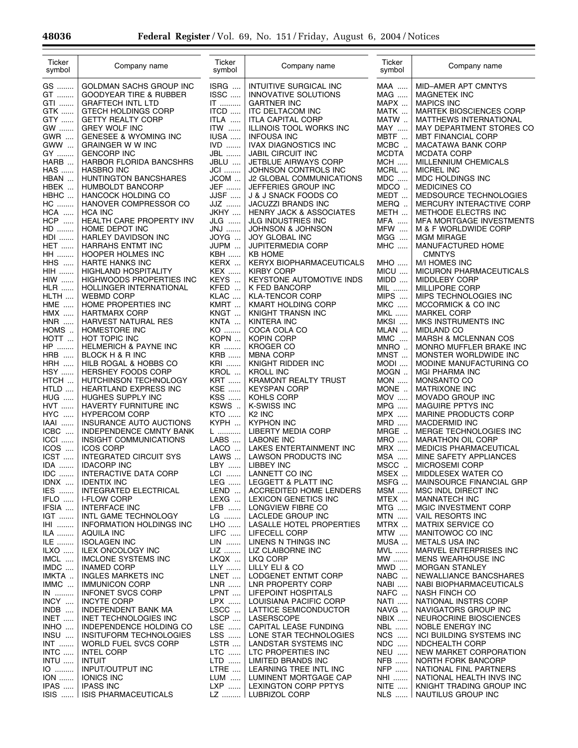| Ticker symbol | Company name |
| --- | --- |
| GS | GOLDMAN SACHS GROUP INC |
| GT | GOODYEAR TIRE & RUBBER |
| GTI | GRAFTECH INTL LTD |
| GTK | GTECH HOLDINGS CORP |
| GTY | GETTY REALTY CORP |
| GW | GREY WOLF INC |
| GWR | GENESEE & WYOMING INC |
| GWW | GRAINGER W W INC |
| GY | GENCORP INC |
| HARB | HARBOR FLORIDA BANCSHRS |
| HAS | HASBRO INC |
| HBAN | HUNTINGTON BANCSHARES |
| HBEK | HUMBOLDT BANCORP |
| HBHC | HANCOCK HOLDING CO |
| HC | HANOVER COMPRESSOR CO |
| HCA | HCA INC |
| HCP | HEALTH CARE PROPERTY INV |
| HD | HOME DEPOT INC |
| HDI | HARLEY DAVIDSON INC |
| HET | HARRAHS ENTMT INC |
| HH | HOOPER HOLMES INC |
| HHS | HARTE HANKS INC |
| HIH | HIGHLAND HOSPITALITY |
| HIW | HIGHWOODS PROPERTIES INC |
| HLR | HOLLINGER INTERNATIONAL |
| HLTH | WEBMD CORP |
| HME | HOME PROPERTIES INC |
| HMX | HARTMARX CORP |
| HNR | HARVEST NATURAL RES |
| HOMS | HOMESTORE INC |
| HOTT | HOT TOPIC INC |
| HP | HELMERICH & PAYNE INC |
| HRB | BLOCK H & R INC |
| HRH | HILB ROGAL & HOBBS CO |
| HSY | HERSHEY FOODS CORP |
| HTCH | HUTCHINSON TECHNOLOGY |
| HTLD | HEARTLAND EXPRESS INC |
| HUG | HUGHES SUPPLY INC |
| HVT | HAVERTY FURNITURE INC |
| HYC | HYPERCOM CORP |
| IAAI | INSURANCE AUTO AUCTIONS |
| ICBC | INDEPENDENCE CMNTY BANK |
| ICCI | INSIGHT COMMUNICATIONS |
| ICOS | ICOS CORP |
| ICST | INTEGRATED CIRCUIT SYS |
| IDA | IDACORP INC |
| IDC | INTERACTIVE DATA CORP |
| IDNX | IDENTIX INC |
| IES | INTEGRATED ELECTRICAL |
| IFLO | I-FLOW CORP |
| IFSIA | INTERFACE INC |
| IGT | INTL GAME TECHNOLOGY |
| IHI | INFORMATION HOLDINGS INC |
| ILA | AQUILA INC |
| ILE | ISOLAGEN INC |
| ILXO | ILEX ONCOLOGY INC |
| IMCL | IMCLONE SYSTEMS INC |
| IMDC | INAMED CORP |
| IMKTA | INGLES MARKETS INC |
| IMMC | IMMUNICON CORP |
| IN | INFONET SVCS CORP |
| INCY | INCYTE CORP |
| INDB | INDEPENDENT BANK MA |
| INET | INET TECHNOLOGIES INC |
| INHO | INDEPENDENCE HOLDING CO |
| INSU | INSITUFORM TECHNOLOGIES |
| INT | WORLD FUEL SVCS CORP |
| INTC | INTEL CORP |
| INTU | INTUIT |
| IO | INPUT/OUTPUT INC |
| ION | IONICS INC |
| IPAS | IPASS INC |
| ISIS | ISIS PHARMACEUTICALS |
| ISRG | INTUITIVE SURGICAL INC |
| ISSC | INNOVATIVE SOLUTIONS |
| IT | GARTNER INC |
| ITCD | ITC DELTACOM INC |
| ITLA | ITLA CAPITAL CORP |
| ITW | ILLINOIS TOOL WORKS INC |
| IUSA | INFOUSA INC |
| IVD | IVAX DIAGNOSTICS INC |
| JBL | JABIL CIRCUIT INC |
| JBLU | JETBLUE AIRWAYS CORP |
| JCI | JOHNSON CONTROLS INC |
| JCOM | J2 GLOBAL COMMUNICATIONS |
| JEF | JEFFERIES GROUP INC |
| JJSF | J & J SNACK FOODS CO |
| JJZ | JACUZZI BRANDS INC |
| JKHY | HENRY JACK & ASSOCIATES |
| JLG | JLG INDUSTRIES INC |
| JNJ | JOHNSON & JOHNSON |
| JOYG | JOY GLOBAL INC |
| JUPM | JUPITERMEDIA CORP |
| KBH | KB HOME |
| KERX | KERYX BIOPHARMACEUTICALS |
| KEX | KIRBY CORP |
| KEYS | KEYSTONE AUTOMOTIVE INDS |
| KFED | K FED BANCORP |
| KLAC | KLA-TENCOR CORP |
| KMRT | KMART HOLDING CORP |
| KNGT | KNIGHT TRANSN INC |
| KNTA | KINTERA INC |
| KO | COCA COLA CO |
| KOPN | KOPIN CORP |
| KR | KROGER CO |
| KRB | MBNA CORP |
| KRI | KNIGHT RIDDER INC |
| KROL | KROLL INC |
| KRT | KRAMONT REALTY TRUST |
| KSE | KEYSPAN CORP |
| KSS | KOHLS CORP |
| KSWS | K-SWISS INC |
| KTO | K2 INC |
| KYPH | KYPHON INC |
| L | LIBERTY MEDIA CORP |
| LABS | LABONE INC |
| LACO | LAKES ENTERTAINMENT INC |
| LAWS | LAWSON PRODUCTS INC |
| LBY | LIBBEY INC |
| LCI | LANNETT CO INC |
| LEG | LEGGETT & PLATT INC |
| LEND | ACCREDITED HOME LENDERS |
| LEXG | LEXICON GENETICS INC |
| LFB | LONGVIEW FIBRE CO |
| LG | LACLEDE GROUP INC |
| LHO | LASALLE HOTEL PROPERTIES |
| LIFC | LIFECELL CORP |
| LIN | LINENS N THINGS INC |
| LIZ | LIZ CLAIBORNE INC |
| LKQX | LKQ CORP |
| LLY | LILLY ELI & CO |
| LNET | LODGENET ENTMT CORP |
| LNR | LNR PROPERTY CORP |
| LPNT | LIFEPOINT HOSPITALS |
| LPX | LOUISIANA PACIFIC CORP |
| LSCC | LATTICE SEMICONDUCTOR |
| LSCP | LASERSCOPE |
| LSE | CAPITAL LEASE FUNDING |
| LSS | LONE STAR TECHNOLOGIES |
| LSTR | LANDSTAR SYSTEMS INC |
| LTC | LTC PROPERTIES INC |
| LTD | LIMITED BRANDS INC |
| LTRE | LEARNING TREE INTL INC |
| LUM | LUMINENT MORTGAGE CAP |
| LXP | LEXINGTON CORP PPTYS |
| LZ | LUBRIZOL CORP |
| MAA | MID–AMER APT CMNTYS |
| MAG | MAGNETEK INC |
| MAPX | MAPICS INC |
| MATK | MARTEK BIOSCIENCES CORP |
| MATW | MATTHEWS INTERNATIONAL |
| MAY | MAY DEPARTMENT STORES CO |
| MBTF | MBT FINANCIAL CORP |
| MCBC | MACATAWA BANK CORP |
| MCDTA | MCDATA CORP |
| MCH | MILLENNIUM CHEMICALS |
| MCRL | MICREL INC |
| MDC | MDC HOLDINGS INC |
| MDCO | MEDICINES CO |
| MEDT | MEDSOURCE TECHNOLOGIES |
| MERQ | MERCURY INTERACTIVE CORP |
| METH | METHODE ELECTRS INC |
| MFA | MFA MORTGAGE INVESTMENTS |
| MFW | M & F WORLDWIDE CORP |
| MGG | MGM MIRAGE |
| MHC | MANUFACTURED HOME CMNTYS |
| MHO | M/I HOMES INC |
| MICU | MICURON PHARMACEUTICALS |
| MIDD | MIDDLEBY CORP |
| MIL | MILLIPORE CORP |
| MIPS | MIPS TECHNOLOGIES INC |
| MKC | MCCORMICK & CO INC |
| MKL | MARKEL CORP |
| MKSI | MKS INSTRUMENTS INC |
| MLAN | MIDLAND CO |
| MMC | MARSH & MCLENNAN COS |
| MNRO | MONRO MUFFLER BRAKE INC |
| MNST | MONSTER WORLDWIDE INC |
| MODI | MODINE MANUFACTURING CO |
| MOGN | MGI PHARMA INC |
| MON | MONSANTO CO |
| MONE | MATRIXONE INC |
| MOV | MOVADO GROUP INC |
| MPG | MAGUIRE PPTYS INC |
| MPX | MARINE PRODUCTS CORP |
| MRD | MACDERMID INC |
| MRGE | MERGE TECHNOLOGIES INC |
| MRO | MARATHON OIL CORP |
| MRX | MEDICIS PHARMACEUTICAL |
| MSA | MINE SAFETY APPLIANCES |
| MSCC | MICROSEMI CORP |
| MSEX | MIDDLESEX WATER CO |
| MSFG | MAINSOURCE FINANCIAL GRP |
| MSM | MSC INDL DIRECT INC |
| MTEX | MANNATECH INC |
| MTG | MGIC INVESTMENT CORP |
| MTN | VAIL RESORTS INC |
| MTRX | MATRIX SERVICE CO |
| MTW | MANITOWOC CO INC |
| MUSA | METALS USA INC |
| MVL | MARVEL ENTERPRISES INC |
| MW | MENS WEARHOUSE INC |
| MWD | MORGAN STANLEY |
| NABC | NEWALLIANCE BANCSHARES |
| NABI | NABI BIOPHARMACEUTICALS |
| NAFC | NASH FINCH CO |
| NATI | NATIONAL INSTRS CORP |
| NAVG | NAVIGATORS GROUP INC |
| NBIX | NEUROCRINE BIOSCIENCES |
| NBL | NOBLE ENERGY INC |
| NCS | NCI BUILDING SYSTEMS INC |
| NDC | NDCHEALTH CORP |
| NEU | NEW MARKET CORPORATION |
| NFB | NORTH FORK BANCORP |
| NFP | NATIONAL FINL PARTNERS |
| NHI | NATIONAL HEALTH INVS INC |
| NITE | KNIGHT TRADING GROUP INC |
| NLS | NAUTILUS GROUP INC |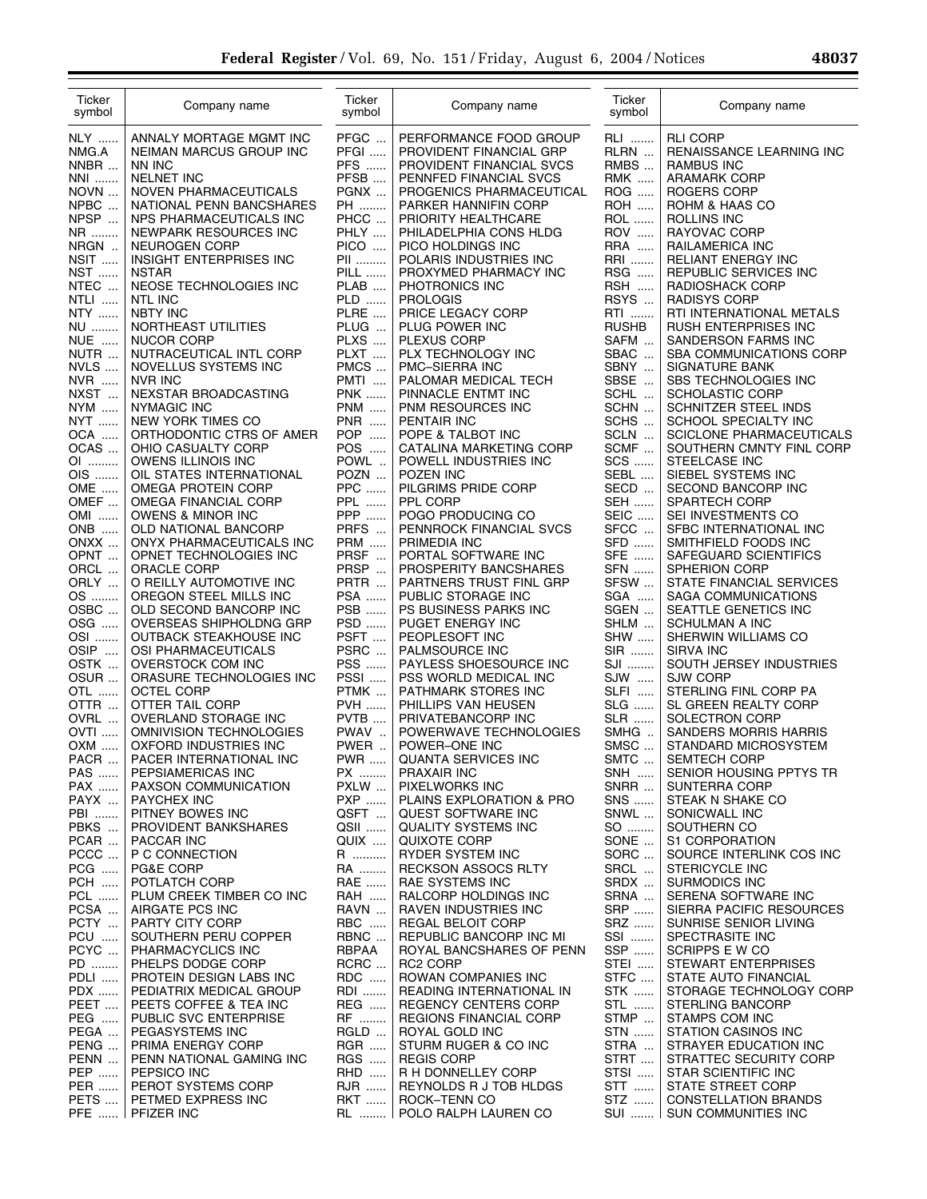| Ticker symbol | Company name |
|---|---|
| NLY | ANNALY MORTAGE MGMT INC |
| NMG.A | NEIMAN MARCUS GROUP INC |
| NNBR | NN INC |
| NNI | NELNET INC |
| NOVN | NOVEN PHARMACEUTICALS |
| NPBC | NATIONAL PENN BANCSHARES |
| NPSP | NPS PHARMACEUTICALS INC |
| NR | NEWPARK RESOURCES INC |
| NRGN | NEUROGEN CORP |
| NSIT | INSIGHT ENTERPRISES INC |
| NST | NSTAR |
| NTEC | NEOSE TECHNOLOGIES INC |
| NTLI | NTL INC |
| NTY | NBTY INC |
| NU | NORTHEAST UTILITIES |
| NUE | NUCOR CORP |
| NUTR | NUTRACEUTICAL INTL CORP |
| NVLS | NOVELLUS SYSTEMS INC |
| NVR | NVR INC |
| NXST | NEXSTAR BROADCASTING |
| NYM | NYMAGIC INC |
| NYT | NEW YORK TIMES CO |
| OCA | ORTHODONTIC CTRS OF AMER |
| OCAS | OHIO CASUALTY CORP |
| OI | OWENS ILLINOIS INC |
| OIS | OIL STATES INTERNATIONAL |
| OME | OMEGA PROTEIN CORP |
| OMEF | OMEGA FINANCIAL CORP |
| OMI | OWENS & MINOR INC |
| ONB | OLD NATIONAL BANCORP |
| ONXX | ONYX PHARMACEUTICALS INC |
| OPNT | OPNET TECHNOLOGIES INC |
| ORCL | ORACLE CORP |
| ORLY | O REILLY AUTOMOTIVE INC |
| OS | OREGON STEEL MILLS INC |
| OSBC | OLD SECOND BANCORP INC |
| OSG | OVERSEAS SHIPHOLDNG GRP |
| OSI | OUTBACK STEAKHOUSE INC |
| OSIP | OSI PHARMACEUTICALS |
| OSTK | OVERSTOCK COM INC |
| OSUR | ORASURE TECHNOLOGIES INC |
| OTL | OCTEL CORP |
| OTTR | OTTER TAIL CORP |
| OVRL | OVERLAND STORAGE INC |
| OVTI | OMNIVISION TECHNOLOGIES |
| OXM | OXFORD INDUSTRIES INC |
| PACR | PACER INTERNATIONAL INC |
| PAS | PEPSIAMERICAS INC |
| PAX | PAXSON COMMUNICATION |
| PAYX | PAYCHEX INC |
| PBI | PITNEY BOWES INC |
| PBKS | PROVIDENT BANKSHARES |
| PCAR | PACCAR INC |
| PCCC | P C CONNECTION |
| PCG | PG&E CORP |
| PCH | POTLATCH CORP |
| PCL | PLUM CREEK TIMBER CO INC |
| PCSA | AIRGATE PCS INC |
| PCTY | PARTY CITY CORP |
| PCU | SOUTHERN PERU COPPER |
| PCYC | PHARMACYCLICS INC |
| PD | PHELPS DODGE CORP |
| PDLI | PROTEIN DESIGN LABS INC |
| PDX | PEDIATRIX MEDICAL GROUP |
| PEET | PEETS COFFEE & TEA INC |
| PEG | PUBLIC SVC ENTERPRISE |
| PEGA | PEGASYSTEMS INC |
| PENG | PRIMA ENERGY CORP |
| PENN | PENN NATIONAL GAMING INC |
| PEP | PEPSICO INC |
| PER | PEROT SYSTEMS CORP |
| PETS | PETMED EXPRESS INC |
| PFE | PFIZER INC |
| PFGC | PERFORMANCE FOOD GROUP |
| PFGI | PROVIDENT FINANCIAL GRP |
| PFS | PROVIDENT FINANCIAL SVCS |
| PFSB | PENNFED FINANCIAL SVCS |
| PGNX | PROGENICS PHARMACEUTICAL |
| PH | PARKER HANNIFIN CORP |
| PHCC | PRIORITY HEALTHCARE |
| PHLY | PHILADELPHIA CONS HLDG |
| PICO | PICO HOLDINGS INC |
| PII | POLARIS INDUSTRIES INC |
| PILL | PROXYMED PHARMACY INC |
| PLAB | PHOTRONICS INC |
| PLD | PROLOGIS |
| PLRE | PRICE LEGACY CORP |
| PLUG | PLUG POWER INC |
| PLXS | PLEXUS CORP |
| PLXT | PLX TECHNOLOGY INC |
| PMCS | PMC–SIERRA INC |
| PMTI | PALOMAR MEDICAL TECH |
| PNK | PINNACLE ENTMT INC |
| PNM | PNM RESOURCES INC |
| PNR | PENTAIR INC |
| POP | POPE & TALBOT INC |
| POS | CATALINA MARKETING CORP |
| POWL | POWELL INDUSTRIES INC |
| POZN | POZEN INC |
| PPC | PILGRIMS PRIDE CORP |
| PPL | PPL CORP |
| PPP | POGO PRODUCING CO |
| PRFS | PENNROCK FINANCIAL SVCS |
| PRM | PRIMEDIA INC |
| PRSF | PORTAL SOFTWARE INC |
| PRSP | PROSPERITY BANCSHARES |
| PRTR | PARTNERS TRUST FINL GRP |
| PSA | PUBLIC STORAGE INC |
| PSB | PS BUSINESS PARKS INC |
| PSD | PUGET ENERGY INC |
| PSFT | PEOPLESOFT INC |
| PSRC | PALMSOURCE INC |
| PSS | PAYLESS SHOESOURCE INC |
| PSSI | PSS WORLD MEDICAL INC |
| PTMK | PATHMARK STORES INC |
| PVH | PHILLIPS VAN HEUSEN |
| PVTB | PRIVATEBANCORP INC |
| PWAV | POWERWAVE TECHNOLOGIES |
| PWER | POWER–ONE INC |
| PWR | QUANTA SERVICES INC |
| PX | PRAXAIR INC |
| PXLW | PIXELWORKS INC |
| PXP | PLAINS EXPLORATION & PRO |
| QSFT | QUEST SOFTWARE INC |
| QSII | QUALITY SYSTEMS INC |
| QUIX | QUIXOTE CORP |
| R | RYDER SYSTEM INC |
| RA | RECKSON ASSOCS RLTY |
| RAE | RAE SYSTEMS INC |
| RAH | RALCORP HOLDINGS INC |
| RAVN | RAVEN INDUSTRIES INC |
| RBC | REGAL BELOIT CORP |
| RBNC | REPUBLIC BANCORP INC MI |
| RBPAA | ROYAL BANCSHARES OF PENN |
| RCRC | RC2 CORP |
| RDC | ROWAN COMPANIES INC |
| RDI | READING INTERNATIONAL IN |
| REG | REGENCY CENTERS CORP |
| RF | REGIONS FINANCIAL CORP |
| RGLD | ROYAL GOLD INC |
| RGR | STURM RUGER & CO INC |
| RGS | REGIS CORP |
| RHD | R H DONNELLEY CORP |
| RJR | REYNOLDS R J TOB HLDGS |
| RKT | ROCK–TENN CO |
| RL | POLO RALPH LAUREN CO |
| RLI | RLI CORP |
| RLRN | RENAISSANCE LEARNING INC |
| RMBS | RAMBUS INC |
| RMK | ARAMARK CORP |
| ROG | ROGERS CORP |
| ROH | ROHM & HAAS CO |
| ROL | ROLLINS INC |
| ROV | RAYOVAC CORP |
| RRA | RAILAMERICA INC |
| RRI | RELIANT ENERGY INC |
| RSG | REPUBLIC SERVICES INC |
| RSH | RADIOSHACK CORP |
| RSYS | RADISYS CORP |
| RTI | RTI INTERNATIONAL METALS |
| RUSHB | RUSH ENTERPRISES INC |
| SAFM | SANDERSON FARMS INC |
| SBAC | SBA COMMUNICATIONS CORP |
| SBNY | SIGNATURE BANK |
| SBSE | SBS TECHNOLOGIES INC |
| SCHL | SCHOLASTIC CORP |
| SCHN | SCHNITZER STEEL INDS |
| SCHS | SCHOOL SPECIALTY INC |
| SCLN | SCICLONE PHARMACEUTICALS |
| SCMF | SOUTHERN CMNTY FINL CORP |
| SCS | STEELCASE INC |
| SEBL | SIEBEL SYSTEMS INC |
| SECD | SECOND BANCORP INC |
| SEH | SPARTECH CORP |
| SEIC | SEI INVESTMENTS CO |
| SFCC | SFBC INTERNATIONAL INC |
| SFD | SMITHFIELD FOODS INC |
| SFE | SAFEGUARD SCIENTIFICS |
| SFN | SPHERION CORP |
| SFSW | STATE FINANCIAL SERVICES |
| SGA | SAGA COMMUNICATIONS |
| SGEN | SEATTLE GENETICS INC |
| SHLM | SCHULMAN A INC |
| SHW | SHERWIN WILLIAMS CO |
| SIR | SIRVA INC |
| SJI | SOUTH JERSEY INDUSTRIES |
| SJW | SJW CORP |
| SLFI | STERLING FINL CORP PA |
| SLG | SL GREEN REALTY CORP |
| SLR | SOLECTRON CORP |
| SMHG | SANDERS MORRIS HARRIS |
| SMSC | STANDARD MICROSYSTEM |
| SMTC | SEMTECH CORP |
| SNH | SENIOR HOUSING PPTYS TR |
| SNRR | SUNTERRA CORP |
| SNS | STEAK N SHAKE CO |
| SNWL | SONICWALL INC |
| SO | SOUTHERN CO |
| SONE | S1 CORPORATION |
| SORC | SOURCE INTERLINK COS INC |
| SRCL | STERICYCLE INC |
| SRDX | SURMODICS INC |
| SRNA | SERENA SOFTWARE INC |
| SRP | SIERRA PACIFIC RESOURCES |
| SRZ | SUNRISE SENIOR LIVING |
| SSI | SPECTRASITE INC |
| SSP | SCRIPPS E W CO |
| STEI | STEWART ENTERPRISES |
| STFC | STATE AUTO FINANCIAL |
| STK | STORAGE TECHNOLOGY CORP |
| STL | STERLING BANCORP |
| STMP | STAMPS COM INC |
| STN | STATION CASINOS INC |
| STRA | STRAYER EDUCATION INC |
| STRT | STRATTEC SECURITY CORP |
| STSI | STAR SCIENTIFIC INC |
| STT | STATE STREET CORP |
| STZ | CONSTELLATION BRANDS |
| SUI | SUN COMMUNITIES INC |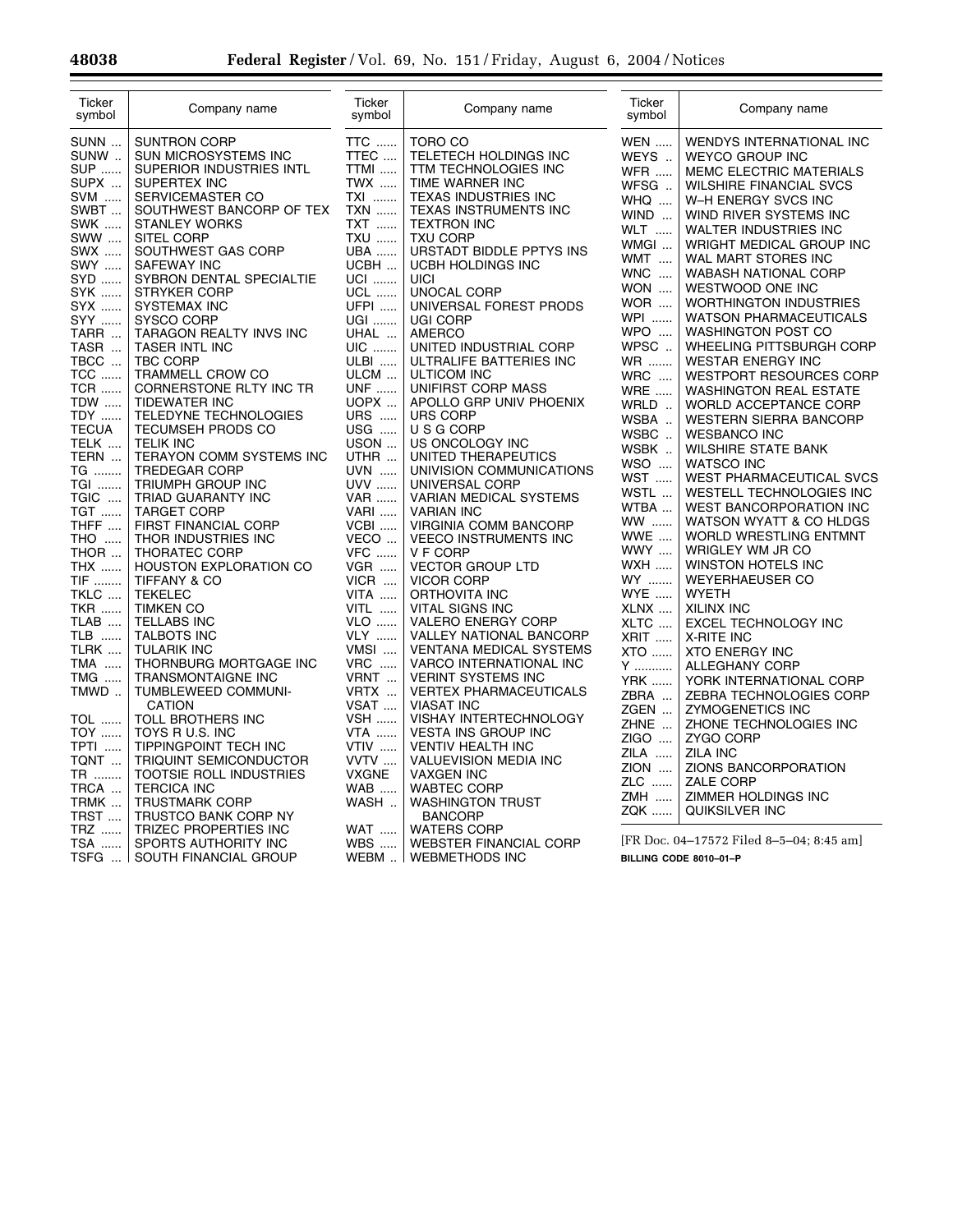| Ticker symbol | Company name |
|---|---|
| SUNN | SUNTRON CORP |
| SUNW | SUN MICROSYSTEMS INC |
| SUP | SUPERIOR INDUSTRIES INTL |
| SUPX | SUPERTEX INC |
| SVM | SERVICEMASTER CO |
| SWBT | SOUTHWEST BANCORP OF TEX |
| SWK | STANLEY WORKS |
| SWW | SITEL CORP |
| SWX | SOUTHWEST GAS CORP |
| SWY | SAFEWAY INC |
| SYD | SYBRON DENTAL SPECIALTIE |
| SYK | STRYKER CORP |
| SYX | SYSTEMAX INC |
| SYY | SYSCO CORP |
| TARR | TARAGON REALTY INVS INC |
| TASR | TASER INTL INC |
| TBCC | TBC CORP |
| TCC | TRAMMELL CROW CO |
| TCR | CORNERSTONE RLTY INC TR |
| TDW | TIDEWATER INC |
| TDY | TELEDYNE TECHNOLOGIES |
| TECUA | TECUMSEH PRODS CO |
| TELK | TELIK INC |
| TERN | TERAYON COMM SYSTEMS INC |
| TG | TREDEGAR CORP |
| TGI | TRIUMPH GROUP INC |
| TGIC | TRIAD GUARANTY INC |
| TGT | TARGET CORP |
| THFF | FIRST FINANCIAL CORP |
| THO | THOR INDUSTRIES INC |
| THOR | THORATEC CORP |
| THX | HOUSTON EXPLORATION CO |
| TIF | TIFFANY & CO |
| TKLC | TEKELEC |
| TKR | TIMKEN CO |
| TLAB | TELLABS INC |
| TLB | TALBOTS INC |
| TLRK | TULARIK INC |
| TMA | THORNBURG MORTGAGE INC |
| TMG | TRANSMONTAIGNE INC |
| TMWD | TUMBLEWEED COMMUNICATION |
| TOL | TOLL BROTHERS INC |
| TOY | TOYS R U.S. INC |
| TPTI | TIPPINGPOINT TECH INC |
| TQNT | TRIQUINT SEMICONDUCTOR |
| TR | TOOTSIE ROLL INDUSTRIES |
| TRCA | TERCICA INC |
| TRMK | TRUSTMARK CORP |
| TRST | TRUSTCO BANK CORP NY |
| TRZ | TRIZEC PROPERTIES INC |
| TSA | SPORTS AUTHORITY INC |
| TSFG | SOUTH FINANCIAL GROUP |
| TTC | TORO CO |
| TTEC | TELETECH HOLDINGS INC |
| TTMI | TTM TECHNOLOGIES INC |
| TWX | TIME WARNER INC |
| TXI | TEXAS INDUSTRIES INC |
| TXN | TEXAS INSTRUMENTS INC |
| TXT | TEXTRON INC |
| TXU | TXU CORP |
| UBA | URSTADT BIDDLE PPTYS INS |
| UCBH | UCBH HOLDINGS INC |
| UCI | UICI |
| UCL | UNOCAL CORP |
| UFPI | UNIVERSAL FOREST PRODS |
| UGI | UGI CORP |
| UHAL | AMERCO |
| UIC | UNITED INDUSTRIAL CORP |
| ULBI | ULTRALIFE BATTERIES INC |
| ULCM | ULTICOM INC |
| UNF | UNIFIRST CORP MASS |
| UOPX | APOLLO GRP UNIV PHOENIX |
| URS | URS CORP |
| USG | U S G CORP |
| USON | US ONCOLOGY INC |
| UTHR | UNITED THERAPEUTICS |
| UVN | UNIVISION COMMUNICATIONS |
| UVV | UNIVERSAL CORP |
| VAR | VARIAN MEDICAL SYSTEMS |
| VARI | VARIAN INC |
| VCBI | VIRGINIA COMM BANCORP |
| VECO | VEECO INSTRUMENTS INC |
| VFC | V F CORP |
| VGR | VECTOR GROUP LTD |
| VICR | VICOR CORP |
| VITA | ORTHOVITA INC |
| VITL | VITAL SIGNS INC |
| VLO | VALERO ENERGY CORP |
| VLY | VALLEY NATIONAL BANCORP |
| VMSI | VENTANA MEDICAL SYSTEMS |
| VRC | VARCO INTERNATIONAL INC |
| VRNT | VERINT SYSTEMS INC |
| VRTX | VERTEX PHARMACEUTICALS |
| VSAT | VIASAT INC |
| VSH | VISHAY INTERTECHNOLOGY |
| VTA | VESTA INS GROUP INC |
| VTIV | VENTIV HEALTH INC |
| VVTV | VALUEVISION MEDIA INC |
| VXGNE | VAXGEN INC |
| WAB | WABTEC CORP |
| WASH | WASHINGTON TRUST BANCORP |
| WAT | WATERS CORP |
| WBS | WEBSTER FINANCIAL CORP |
| WEBM | WEBMETHODS INC |
| WEN | WENDYS INTERNATIONAL INC |
| WEYS | WEYCO GROUP INC |
| WFR | MEMC ELECTRIC MATERIALS |
| WFSG | WILSHIRE FINANCIAL SVCS |
| WHQ | W–H ENERGY SVCS INC |
| WIND | WIND RIVER SYSTEMS INC |
| WLT | WALTER INDUSTRIES INC |
| WMGI | WRIGHT MEDICAL GROUP INC |
| WMT | WAL MART STORES INC |
| WNC | WABASH NATIONAL CORP |
| WON | WESTWOOD ONE INC |
| WOR | WORTHINGTON INDUSTRIES |
| WPI | WATSON PHARMACEUTICALS |
| WPO | WASHINGTON POST CO |
| WPSC | WHEELING PITTSBURGH CORP |
| WR | WESTAR ENERGY INC |
| WRC | WESTPORT RESOURCES CORP |
| WRE | WASHINGTON REAL ESTATE |
| WRLD | WORLD ACCEPTANCE CORP |
| WSBA | WESTERN SIERRA BANCORP |
| WSBC | WESBANCO INC |
| WSBK | WILSHIRE STATE BANK |
| WSO | WATSCO INC |
| WST | WEST PHARMACEUTICAL SVCS |
| WSTL | WESTELL TECHNOLOGIES INC |
| WTBA | WEST BANCORPORATION INC |
| WW | WATSON WYATT & CO HLDGS |
| WWE | WORLD WRESTLING ENTMNT |
| WWY | WRIGLEY WM JR CO |
| WXH | WINSTON HOTELS INC |
| WY | WEYERHAEUSER CO |
| WYE | WYETH |
| XLNX | XILINX INC |
| XLTC | EXCEL TECHNOLOGY INC |
| XRIT | X-RITE INC |
| XTO | XTO ENERGY INC |
| Y | ALLEGHANY CORP |
| YRK | YORK INTERNATIONAL CORP |
| ZBRA | ZEBRA TECHNOLOGIES CORP |
| ZGEN | ZYMOGENETICS INC |
| ZHNE | ZHONE TECHNOLOGIES INC |
| ZIGO | ZYGO CORP |
| ZILA | ZILA INC |
| ZION | ZIONS BANCORPORATION |
| ZLC | ZALE CORP |
| ZMH | ZIMMER HOLDINGS INC |
| ZQK | QUIKSILVER INC |

[FR Doc. 04–17572 Filed 8–5–04; 8:45 am]

**BILLING CODE 8010–01–P**